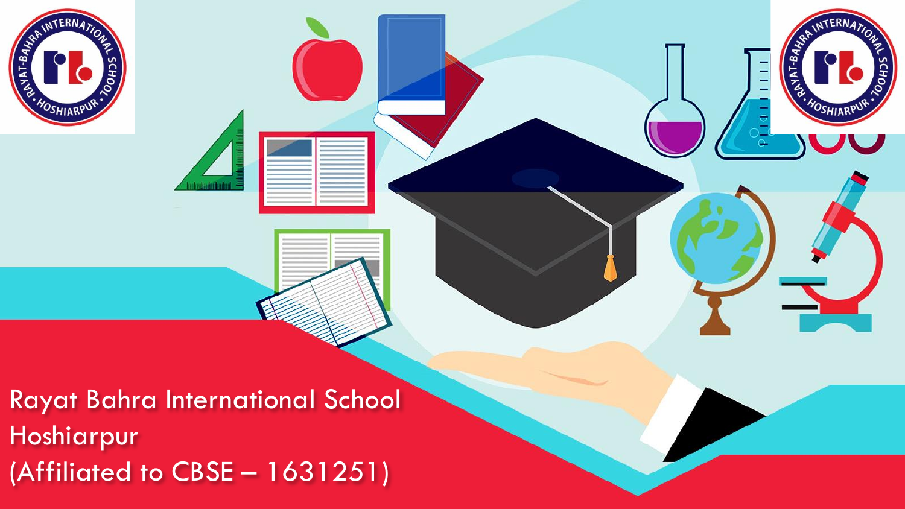Rayat Bahra International School
Hoshiarpur
(Affiliated to CBSE – 1631251)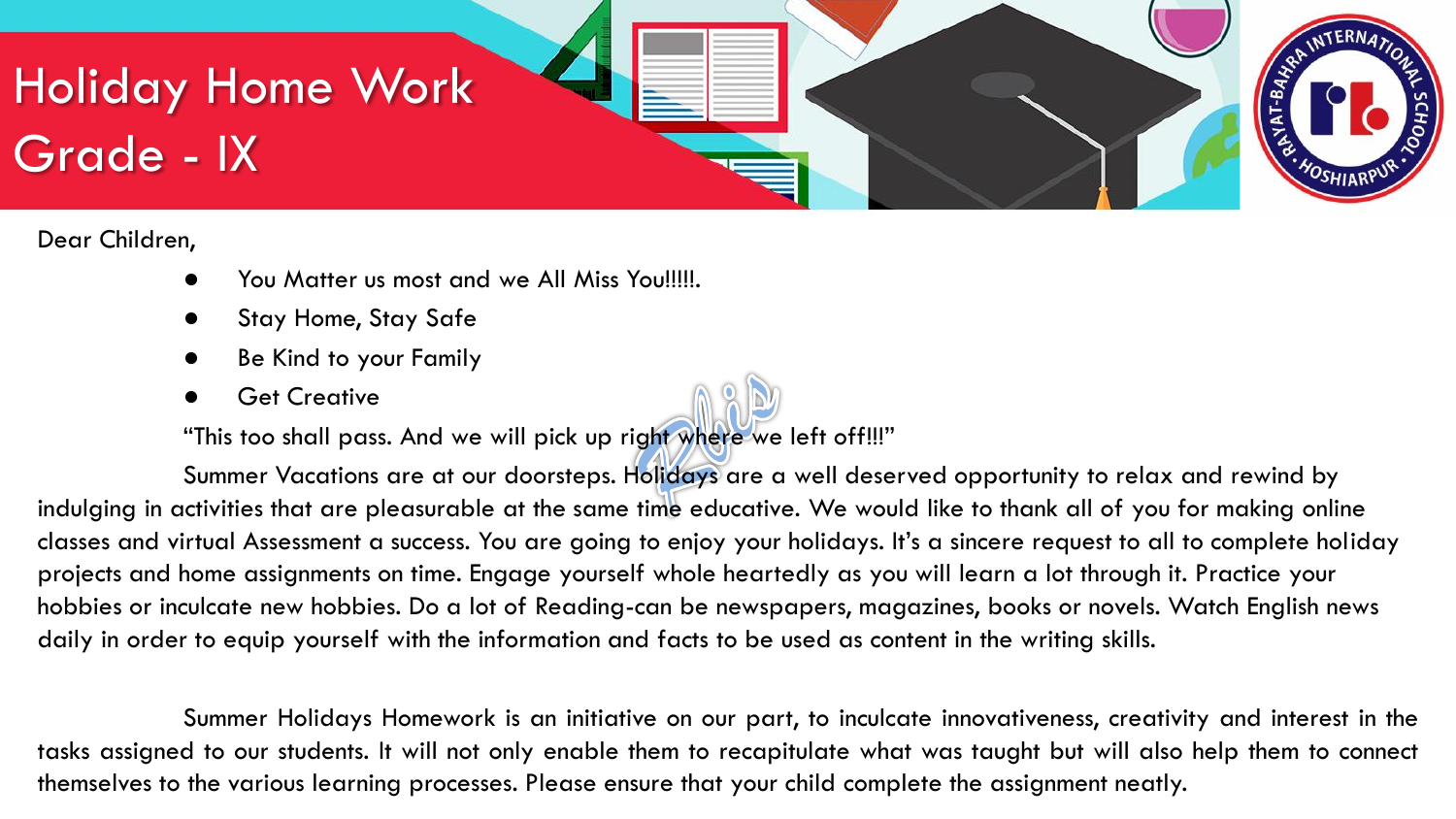# Holiday Home Work
# Grade - IX

Dear Children,

- You Matter us most and we All Miss You!!!!!.
- Stay Home, Stay Safe
- Be Kind to your Family
- Get Creative

"This too shall pass. And we will pick up right where we left off!!!"

Summer Vacations are at our doorsteps. Holidays are a well deserved opportunity to relax and rewind by indulging in activities that are pleasurable at the same time educative. We would like to thank all of you for making online classes and virtual Assessment a success. You are going to enjoy your holidays. It's a sincere request to all to complete holiday projects and home assignments on time. Engage yourself whole heartedly as you will learn a lot through it. Practice your hobbies or inculcate new hobbies. Do a lot of Reading-can be newspapers, magazines, books or novels. Watch English news daily in order to equip yourself with the information and facts to be used as content in the writing skills.

Summer Holidays Homework is an initiative on our part, to inculcate innovativeness, creativity and interest in the tasks assigned to our students. It will not only enable them to recapitulate what was taught but will also help them to connect themselves to the various learning processes. Please ensure that your child complete the assignment neatly.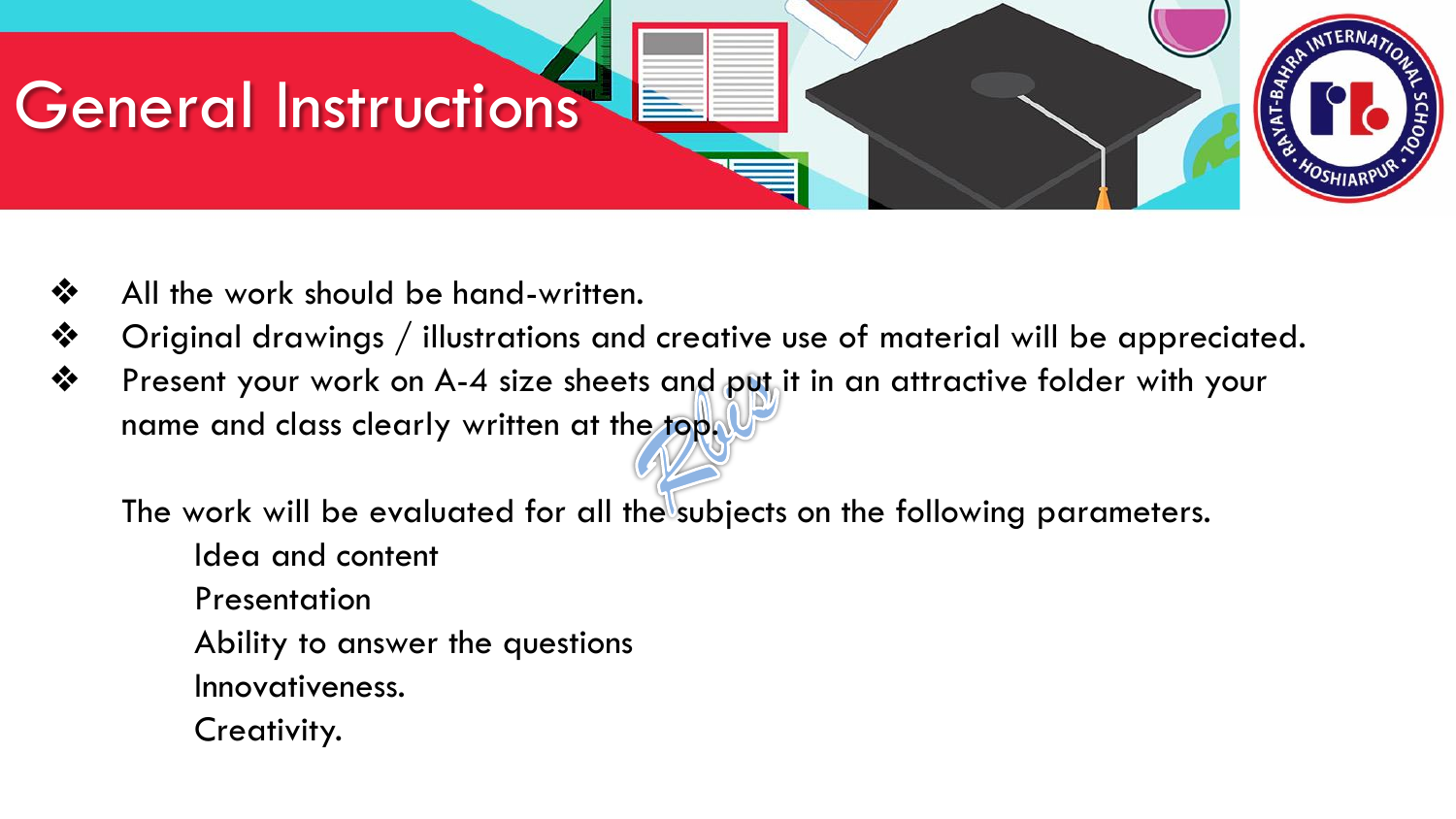# General Instructions

- All the work should be hand-written.
- Original drawings / illustrations and creative use of material will be appreciated.
- Present your work on A-4 size sheets and put it in an attractive folder with your name and class clearly written at the top.

The work will be evaluated for all the subjects on the following parameters.

Idea and content

Presentation

Ability to answer the questions

Innovativeness.

Creativity.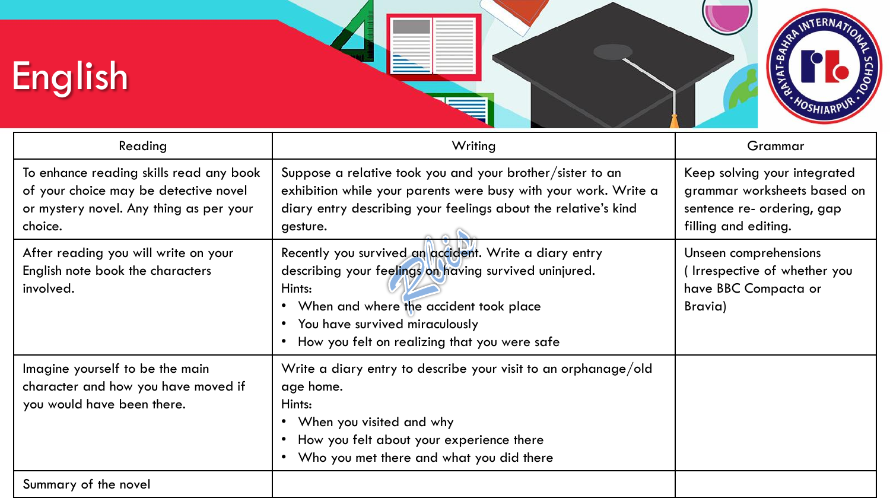# English

| Reading | Writing | Grammar |
|---|---|---|
| To enhance reading skills read any book of your choice may be detective novel or mystery novel. Any thing as per your choice. | Suppose a relative took you and your brother/sister to an exhibition while your parents were busy with your work. Write a diary entry describing your feelings about the relative's kind gesture. | Keep solving your integrated grammar worksheets based on sentence re- ordering, gap filling and editing. |
| After reading you will write on your English note book the characters involved. | Recently you survived an accident. Write a diary entry describing your feelings on having survived uninjured.<br>Hints:<br>• When and where the accident took place<br>• You have survived miraculously<br>• How you felt on realizing that you were safe | Unseen comprehensions ( Irrespective of whether you have BBC Compacta or Bravia) |
| Imagine yourself to be the main character and how you have moved if you would have been there. | Write a diary entry to describe your visit to an orphanage/old age home.<br>Hints:<br>• When you visited and why<br>• How you felt about your experience there<br>• Who you met there and what you did there | |
| Summary of the novel | | |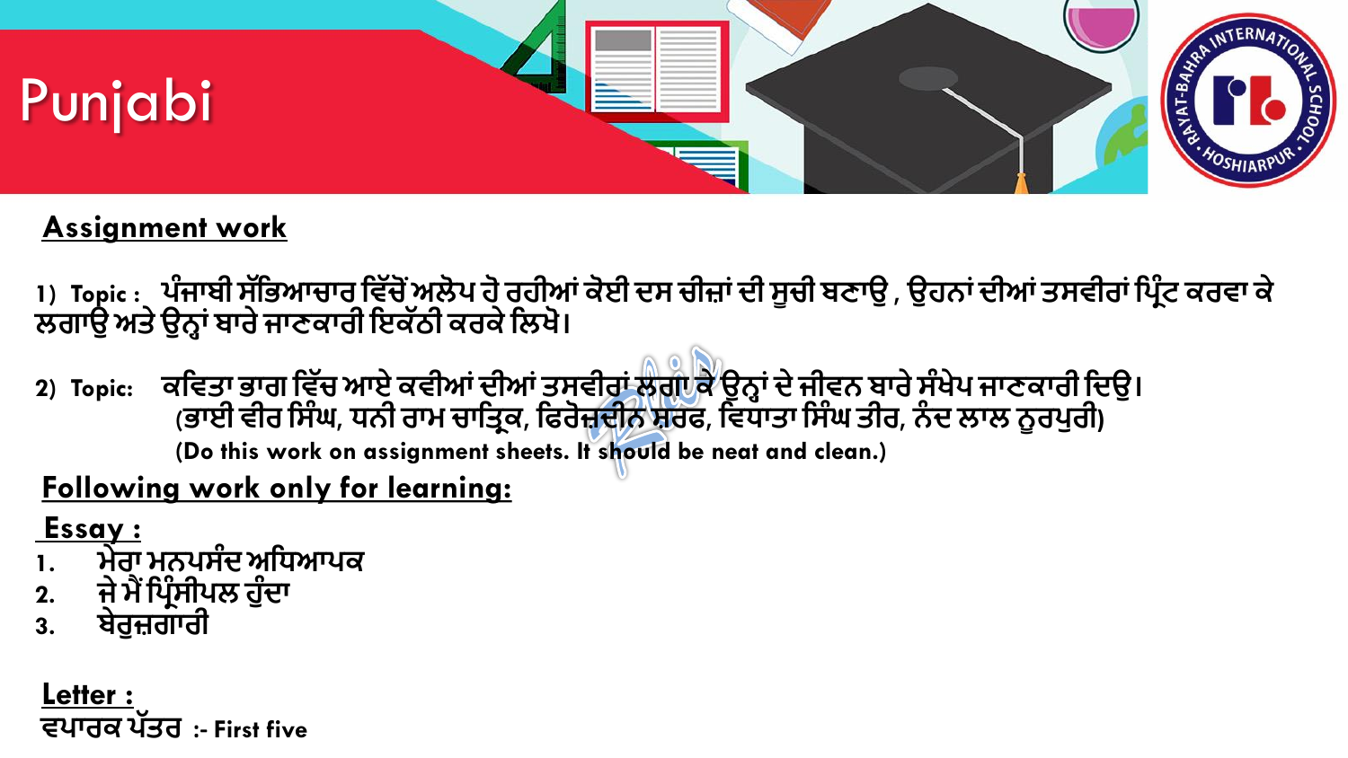# Punjabi

## Assignment work

1) **Topic :** ਪੰਜਾਬੀ ਸੱਭਿਆਚਾਰ ਵਿੱਚੋਂ ਅਲੋਪ ਹੋ ਰਹੀਆਂ ਕੋਈ ਦਸ ਚੀਜ਼ਾਂ ਦੀ ਸੂਚੀ ਬਣਾਉ , ਉਹਨਾਂ ਦੀਆਂ ਤਸਵੀਰਾਂ ਪ੍ਰਿੰਟ ਕਰਵਾ ਕੇ ਲਗਾਉ ਅਤੇ ਉਨ੍ਹਾਂ ਬਾਰੇ ਜਾਣਕਾਰੀ ਇਕੱਠੀ ਕਰਕੇ ਲਿਖੋ।

2) **Topic:** ਕਵਿਤਾ ਭਾਗ ਵਿੱਚ ਆਏ ਕਵੀਆਂ ਦੀਆਂ ਤਸਵੀਰਾਂ ਲਗਾ ਕੇ ਉਨ੍ਹਾਂ ਦੇ ਜੀਵਨ ਬਾਰੇ ਸੰਖੇਪ ਜਾਣਕਾਰੀ ਦਿਉ। (ਭਾਈ ਵੀਰ ਸਿੰਘ, ਧਨੀ ਰਾਮ ਚਾਤ੍ਰਿਕ, ਫਿਰੋਜ਼ਦੀਨ ਸ਼ਰਫ, ਵਿਧਾਤਾ ਸਿੰਘ ਤੀਰ, ਨੰਦ ਲਾਲ ਨੂਰਪੁਰੀ)

**(Do this work on assignment sheets. It should be neat and clean.)**

## Following work only for learning:

### Essay :

1. ਮੇਰਾ ਮਨਪਸੰਦ ਅਧਿਆਪਕ
2. ਜੇ ਮੈਂ ਪ੍ਰਿੰਸੀਪਲ ਹੁੰਦਾ
3. ਬੇਰੁਜ਼ਗਾਰੀ

### Letter :

**ਵਪਾਰਕ ਪੱਤਰ :- First five**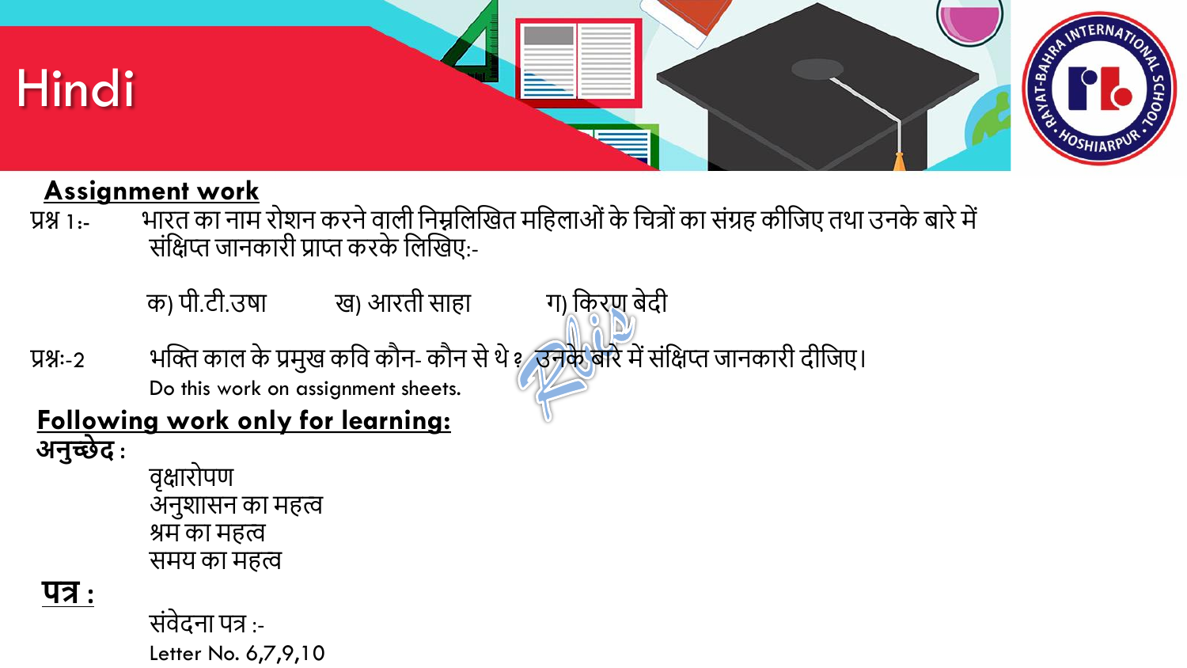# Hindi

## Assignment work

प्रश्न 1:- भारत का नाम रोशन करने वाली निम्नलिखित महिलाओं के चित्रों का संग्रह कीजिए तथा उनके बारे में संक्षिप्त जानकारी प्राप्त करके लिखिए:-

क) पी.टी.उषा  ख) आरती साहा  ग) किरण बेदी

प्रश्नः-2 भक्ति काल के प्रमुख कवि कौन- कौन से थे ? उनके बारे में संक्षिप्त जानकारी दीजिए।

Do this work on assignment sheets.

## Following work only for learning:

**अनुच्छेद :**

वृक्षारोपण
अनुशासन का महत्व
श्रम का महत्व
समय का महत्व

**पत्र :**

संवेदना पत्र :-
Letter No. 6,7,9,10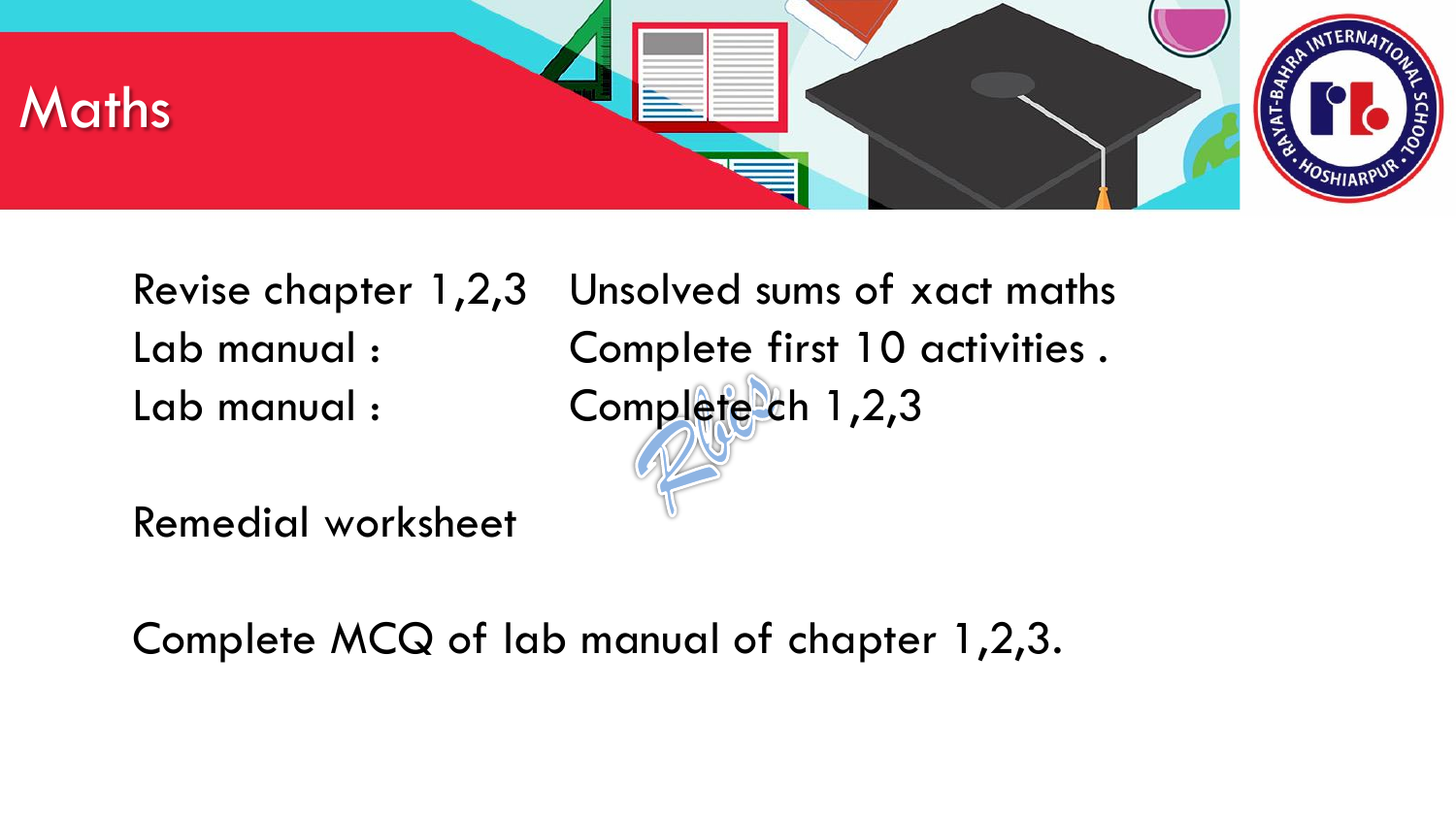# Maths

| | |
|---|---|
| Revise chapter 1,2,3 | Unsolved sums of xact maths |
| Lab manual : | Complete first 10 activities . |
| Lab manual : | Complete ch 1,2,3 |

Remedial worksheet

Complete MCQ of lab manual of chapter 1,2,3.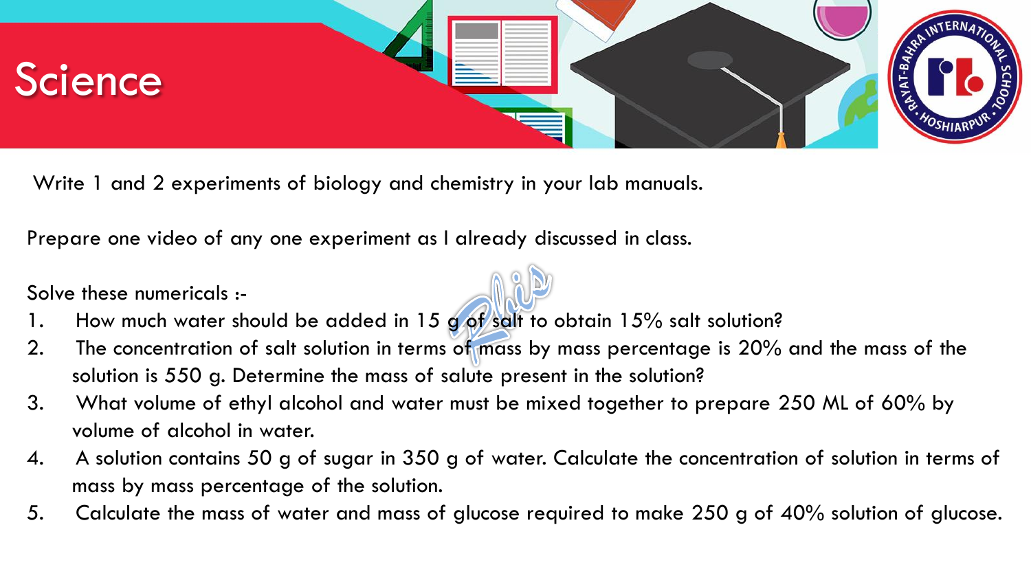# Science

Write 1 and 2 experiments of biology and chemistry in your lab manuals.

Prepare one video of any one experiment as I already discussed in class.

Solve these numericals :-

1. How much water should be added in 15 g of salt to obtain 15% salt solution?
2. The concentration of salt solution in terms of mass by mass percentage is 20% and the mass of the solution is 550 g. Determine the mass of salute present in the solution?
3. What volume of ethyl alcohol and water must be mixed together to prepare 250 ML of 60% by volume of alcohol in water.
4. A solution contains 50 g of sugar in 350 g of water. Calculate the concentration of solution in terms of mass by mass percentage of the solution.
5. Calculate the mass of water and mass of glucose required to make 250 g of 40% solution of glucose.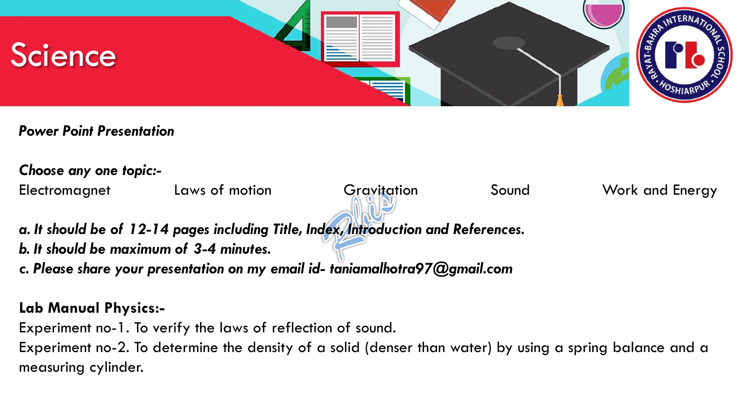# Science

***Power Point Presentation***

***Choose any one topic:-***

Electromagnet    Laws of motion    Gravitation    Sound    Work and Energy

***a. It should be of 12-14 pages including Title, Index, Introduction and References.***
***b. It should be maximum of 3-4 minutes.***
***c. Please share your presentation on my email id- taniamalhotra97@gmail.com***

**Lab Manual Physics:-**

Experiment no-1. To verify the laws of reflection of sound.

Experiment no-2. To determine the density of a solid (denser than water) by using a spring balance and a measuring cylinder.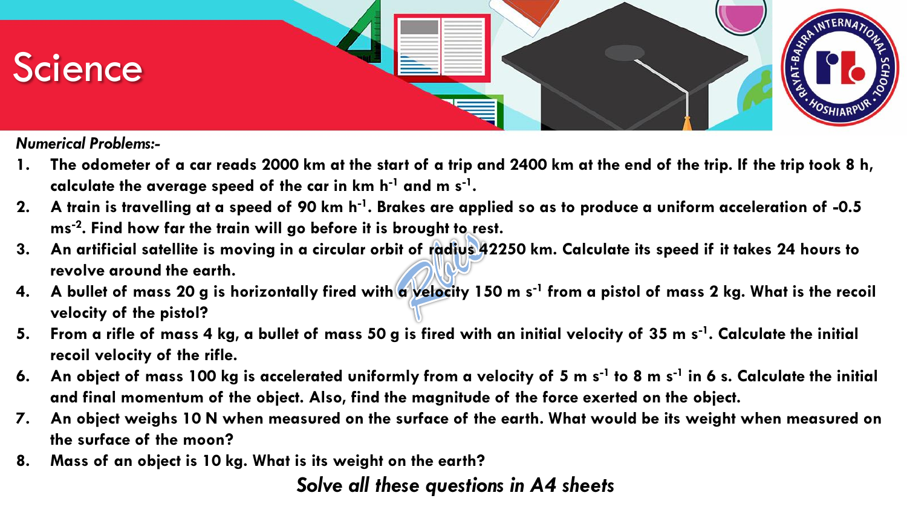# Science

*Numerical Problems:-*

1. **The odometer of a car reads 2000 km at the start of a trip and 2400 km at the end of the trip. If the trip took 8 h, calculate the average speed of the car in km $h^{-1}$ and m $s^{-1}$.**
2. **A train is travelling at a speed of 90 km $h^{-1}$. Brakes are applied so as to produce a uniform acceleration of -0.5 $ms^{-2}$. Find how far the train will go before it is brought to rest.**
3. **An artificial satellite is moving in a circular orbit of radius 42250 km. Calculate its speed if it takes 24 hours to revolve around the earth.**
4. **A bullet of mass 20 g is horizontally fired with a velocity 150 m $s^{-1}$ from a pistol of mass 2 kg. What is the recoil velocity of the pistol?**
5. **From a rifle of mass 4 kg, a bullet of mass 50 g is fired with an initial velocity of 35 m $s^{-1}$. Calculate the initial recoil velocity of the rifle.**
6. **An object of mass 100 kg is accelerated uniformly from a velocity of 5 m $s^{-1}$ to 8 m $s^{-1}$ in 6 s. Calculate the initial and final momentum of the object. Also, find the magnitude of the force exerted on the object.**
7. **An object weighs 10 N when measured on the surface of the earth. What would be its weight when measured on the surface of the moon?**
8. **Mass of an object is 10 kg. What is its weight on the earth?**

***Solve all these questions in A4 sheets***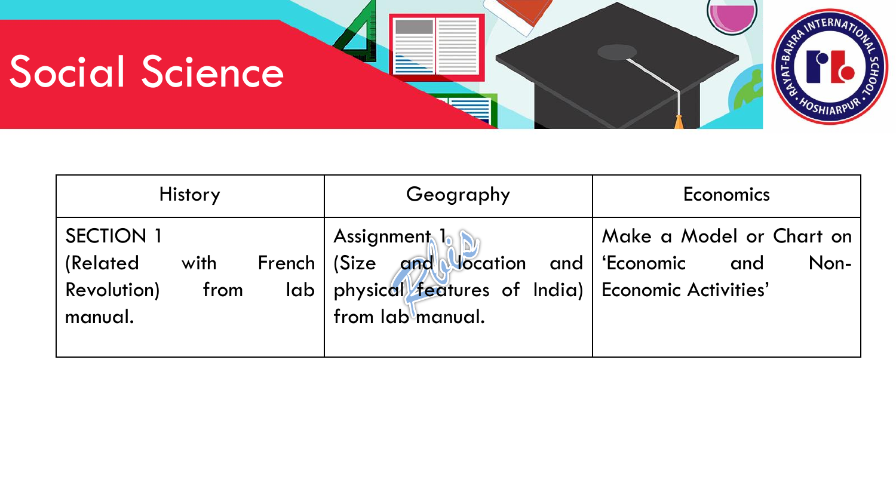# Social Science

| History | Geography | Economics |
| --- | --- | --- |
| SECTION 1 (Related with French Revolution) from lab manual. | Assignment 1 (Size and location and physical features of India) from lab manual. | Make a Model or Chart on 'Economic and Non-Economic Activities' |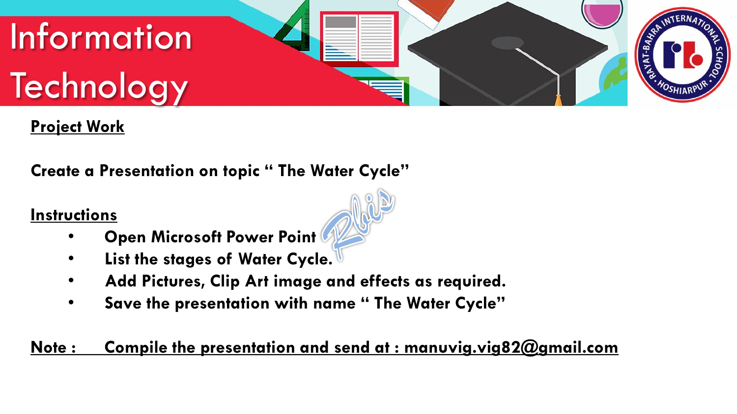# Information Technology

**Project Work**

**Create a Presentation on topic " The Water Cycle"**

**Instructions**

- **Open Microsoft Power Point**
- **List the stages of Water Cycle.**
- **Add Pictures, Clip Art image and effects as required.**
- **Save the presentation with name " The Water Cycle"**

**Note : Compile the presentation and send at : manuvig.vig82@gmail.com**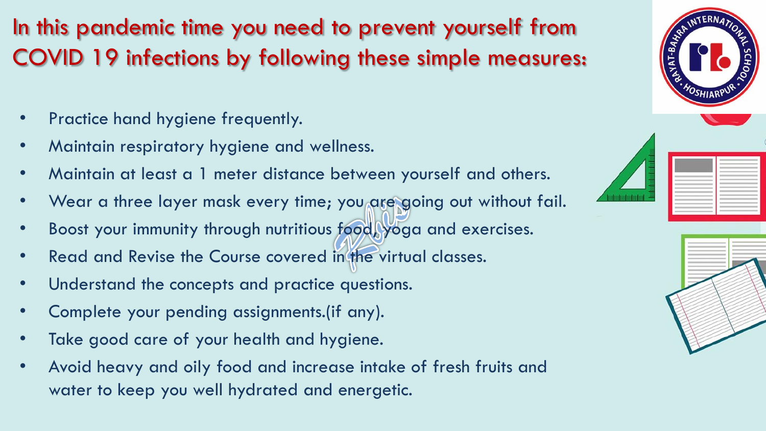# In this pandemic time you need to prevent yourself from COVID 19 infections by following these simple measures:

- Practice hand hygiene frequently.
- Maintain respiratory hygiene and wellness.
- Maintain at least a 1 meter distance between yourself and others.
- Wear a three layer mask every time; you are going out without fail.
- Boost your immunity through nutritious food, yoga and exercises.
- Read and Revise the Course covered in the virtual classes.
- Understand the concepts and practice questions.
- Complete your pending assignments.(if any).
- Take good care of your health and hygiene.
- Avoid heavy and oily food and increase intake of fresh fruits and water to keep you well hydrated and energetic.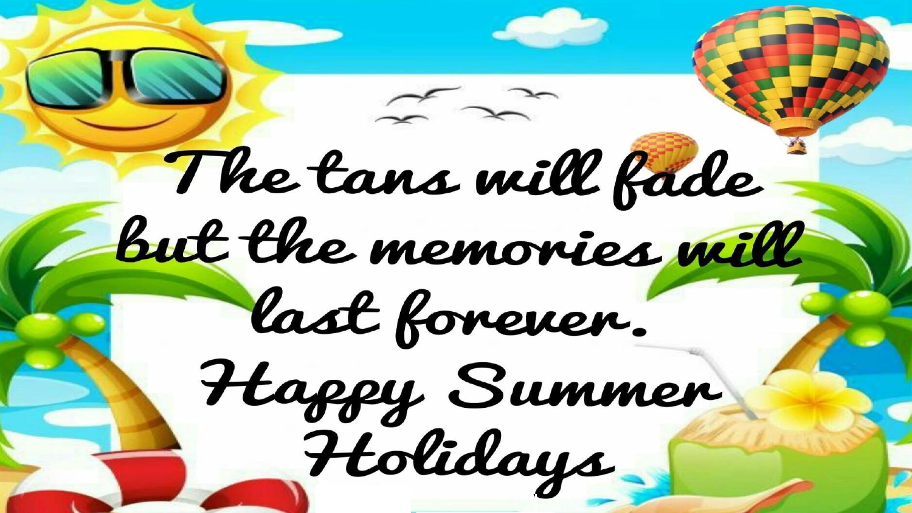The tans will fade but the memories will last forever.

Happy Summer Holidays